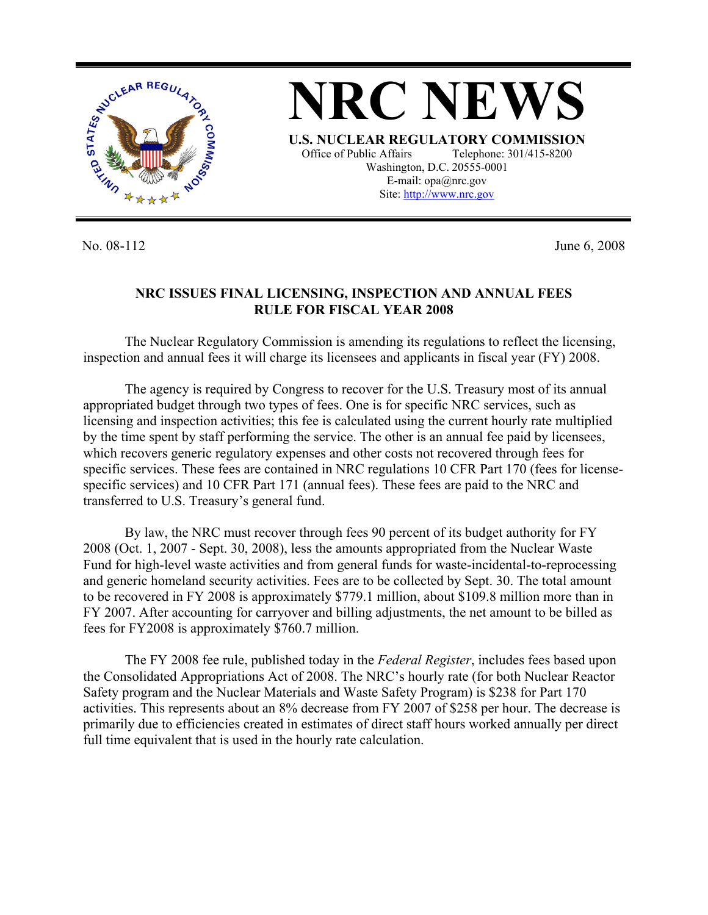# NRC NEWS

**U.S. NUCLEAR REGULATORY COMMISSION**

Office of Public Affairs Telephone: 301/415-8200
Washington, D.C. 20555-0001
E-mail: opa@nrc.gov
Site: http://www.nrc.gov

No. 08-112 June 6, 2008

## NRC ISSUES FINAL LICENSING, INSPECTION AND ANNUAL FEES RULE FOR FISCAL YEAR 2008

The Nuclear Regulatory Commission is amending its regulations to reflect the licensing, inspection and annual fees it will charge its licensees and applicants in fiscal year (FY) 2008.

The agency is required by Congress to recover for the U.S. Treasury most of its annual appropriated budget through two types of fees. One is for specific NRC services, such as licensing and inspection activities; this fee is calculated using the current hourly rate multiplied by the time spent by staff performing the service. The other is an annual fee paid by licensees, which recovers generic regulatory expenses and other costs not recovered through fees for specific services. These fees are contained in NRC regulations 10 CFR Part 170 (fees for license-specific services) and 10 CFR Part 171 (annual fees). These fees are paid to the NRC and transferred to U.S. Treasury's general fund.

By law, the NRC must recover through fees 90 percent of its budget authority for FY 2008 (Oct. 1, 2007 - Sept. 30, 2008), less the amounts appropriated from the Nuclear Waste Fund for high-level waste activities and from general funds for waste-incidental-to-reprocessing and generic homeland security activities. Fees are to be collected by Sept. 30. The total amount to be recovered in FY 2008 is approximately $779.1 million, about $109.8 million more than in FY 2007. After accounting for carryover and billing adjustments, the net amount to be billed as fees for FY2008 is approximately $760.7 million.

The FY 2008 fee rule, published today in the *Federal Register*, includes fees based upon the Consolidated Appropriations Act of 2008. The NRC's hourly rate (for both Nuclear Reactor Safety program and the Nuclear Materials and Waste Safety Program) is $238 for Part 170 activities. This represents about an 8% decrease from FY 2007 of $258 per hour. The decrease is primarily due to efficiencies created in estimates of direct staff hours worked annually per direct full time equivalent that is used in the hourly rate calculation.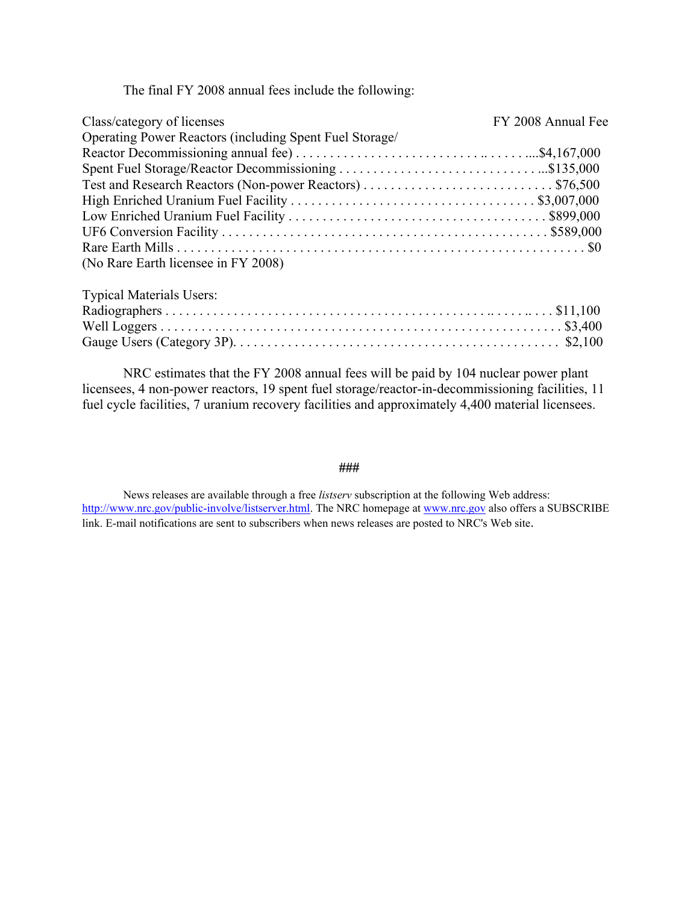The final FY 2008 annual fees include the following:

| Class/category of licenses | FY 2008 Annual Fee |
|---|---|
| Operating Power Reactors (including Spent Fuel Storage/ Reactor Decommissioning annual fee) | $4,167,000 |
| Spent Fuel Storage/Reactor Decommissioning | $135,000 |
| Test and Research Reactors (Non-power Reactors) | $76,500 |
| High Enriched Uranium Fuel Facility | $3,007,000 |
| Low Enriched Uranium Fuel Facility | $899,000 |
| UF6 Conversion Facility | $589,000 |
| Rare Earth Mills | $0 |
| (No Rare Earth licensee in FY 2008) | |
| **Typical Materials Users:** | |
| Radiographers | $11,100 |
| Well Loggers | $3,400 |
| Gauge Users (Category 3P) | $2,100 |

NRC estimates that the FY 2008 annual fees will be paid by 104 nuclear power plant licensees, 4 non-power reactors, 19 spent fuel storage/reactor-in-decommissioning facilities, 11 fuel cycle facilities, 7 uranium recovery facilities and approximately 4,400 material licensees.

###

News releases are available through a free *listserv* subscription at the following Web address: http://www.nrc.gov/public-involve/listserver.html. The NRC homepage at www.nrc.gov also offers a SUBSCRIBE link. E-mail notifications are sent to subscribers when news releases are posted to NRC's Web site.